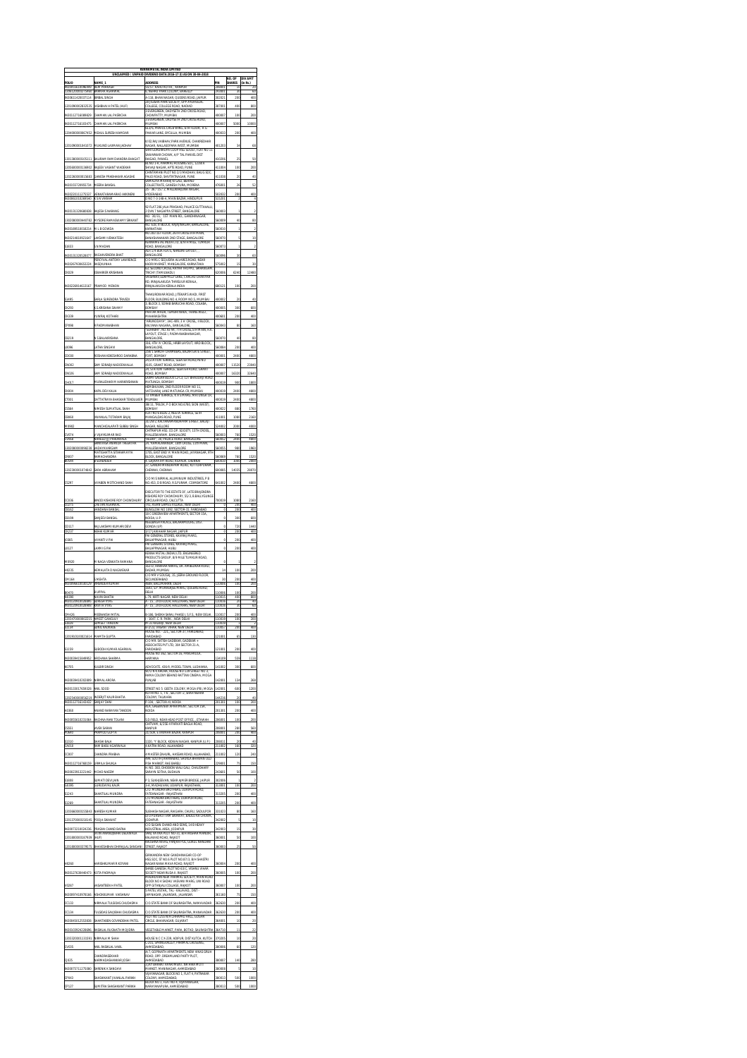**KENNAMETAL INDIA LIMITED**

**UNCLAIMED / UNPAID DIVIDEND DATA 2016-17 (I) AS ON 30-08-2023**

| FOLIO | NAME_1 | ADDRESS | PIN | NO. OF SHARES | DIV.AMT (in Rs.) |
|---|---|---|---|---|---|
| IN30055610086469 | NEM PRAKASH | 32/57, RAM KOTHI, , KANPUR | 208001 | 25 | 50 |
| 1204120000271868 | VARSHA AGRAWAL | 8, NEHRU PARK COLONY, BAREILLY | 243001 | 30 | 60 |
| IN30611420037134 | BIRBAL SINGH | A-158, BHAN NAGAR, QUEENS ROAD, JAIPUR | 302021 | 200 | 400 |
| 1201090002832535 | VISHBHAI H PATEL (HUF) | 28 JIVAN PARK SOCIETY, OPP ANUPAM CO., COLLEGE ROAD, NADIAD | 387001 | 400 | 800 |
| IN30112716089829 | CHAMAN LAL PASRICHA | 33 VERSHEEN, DADYSETH 2ND CROSS ROAD, CHOWPATTY, MUMBAI | 400007 | 100 | 200 |
| IN30112716103475 | CHAMAN LAL PASRICHA | 33 VERSHEEN, DADYSETH 2ND CROSS ROAD, MUMBAI | 400007 | 5000 | 10000 |
| 1204000000067452 | MEHUL SURESH KAMDAR | PAREKH LANE, BYCULLA, MUMBAI | 400013 | 200 | 400 |
| 1201090001843072 | MUKUND LAXMAN JADHAV | NAGAR, NALLASOPARA WEST, MUMBAI | 401203 | 34 | 68 |
| 1301380000005111 | BALIRAM RAM CHANDRA BHAGAT | SAVARKAR CHOWK, A/P TAL PANVEL DIST RAIGAD, PANVEL | 410206 | 25 | 50 |
| 1205880000138802 | RAJESH VASANT WADEKAR | SHIVAJI NAGAR, APTE ROAD, PUNE | 411004 | 100 | 200 |
| 1202260000159683 | GANESH PRABHAKAR AGASHE | PAUD ROAD, SHIVTIRTHNAGAR, PUNE | 411038 | 20 | 40 |
| IN30155710995734 | MEERA BANSAL | COLLECTRATE, GANESH PURA, MORENA | 476001 | 26 | 52 |
| IN30220111275537 | VENKATARAMA RAO AKKINENI | MALLIKARJUNA NAGAR, HYDERABAD | 500072 | 200 | 400 |
| IN30169610308540 | K S N VIKRAM | D NO 7-3-148-4, MAIN BAZAR, HINDUPUR | 515201 | 2 | 4 |
| IN30131320680820 | RAJESH S NARANG | 2 DWN T NAGAPPA STREET, BANGALORE | 560003 | 1 | 2 |
| 1302080000448782 | MYSORE RAMASWAMY SRIKANT | BANGALORE | 560009 | 40 | 80 |
| IN30189510010214 | M L B GOWDA | KARNATAKA | 560010 | 1 | 2 |
| IN30214810902167 | LAKSHMI VENKATESH | BANASHANKARI 2ND STAGE, BANGALORE | 560070 | 5 | 10 |
| C0033 | S N MADAN | ROAD, BANGALORE | 560071 | 1 | 2 |
| IN30192510528071 | RAGHAVENDRA BHAT | BANGALORE | 560086 | 30 | 60 |
| IN30267930653224 | PERCIVAL ANTONY LAWRENCE MASCARENHAS | KADRI MARKET, MANGALORE, KARNATAKA | 575002 | 15 | 30 |
| C6829 | ESWARIER KRISHNAN | TRICHY (TAMILNADU) | 620006 | 6240 | 12480 |
| IN30226914631167 | PRAMOD MENON | IRINJALAKUDA THRISSUR KERALA, KERALA INDIA | 680121 | 100 | 200 |
| S1495 | SARLA SURENDRA TRIVEDI | THAKURDWAR ROAD, JITEKAR'S WADI, FIRST FLOOR, MUMBAI | 400002 | 20 | 40 |
| C6293 | K S KRISHNA SWAMY | COLABA, BOMBAY | 400005 | 300 | 600 |
| C8339 | YUVRAJ KOTHARI | THANE (WEST), MAHARASHTRA | 400601 | 200 | 400 |
| C9998 | R PADMANABHAN | KALYANA NAGAR, BANGALORE | 560043 | 80 | 160 |
| S0219 | R S BALAKRISHNA | LAYOUT, STAGE I, PADMANABHANAGAR, BANGALORE | 560070 | 40 | 80 |
| L0096 | LATHA SINGHVI | HRBR LAYOUT, IIRD BLOCK, BANGALORE | 560084 | 200 | 400 |
| C0030 | ROSHAN KEKISHROO DARABHA | FORT, BOMBAY | 400001 | 2400 | 4800 |
| C9087 | SAMI SORABJI NADODWALLA | GRANT ROAD, BOMBAY | 400007 | 11520 | 23040 |
| C9026 | SAMI SORABJI NADODWALLA | ROAD, BOMBAY | 400007 | 16320 | 32640 |
| C4017 | MURALIDHAR M HARIKRISHNAN | MATUNGA, BOMBAY | 400019 | 900 | 1800 |
| C5004 | KAPILDEV KALIA | MATUNGA CR, MUMBAI | 400019 | 2400 | 4800 |
| C7001 | DATTATRAYA BHASKAR TENDULKAR | MUMBAI | 400019 | 2400 | 4800 |
| C5564 | NIMESH SURYATLAL SHAH | SION (WEST) BOMBAY | 400022 | 880 | 1760 |
| S0868 | JANAKLAL TOTARAM BAJAJ | MANGALDAS ROAD, PUNE | 411001 | 1080 | 2160 |
| M0992 | MANCHIKALAPATI SUBBA SINGH | NAGAR, NELLORE | 524002 | 2000 | 4000 |
| C4974 | A VIJAYKUMAR RAO | MALLESWARAM, BANGALORE | 560003 | 760 | 1520 |
| C7954 | PANDURANGA RAMAIAH | BANGALORE | 560011 | 2400 | 4800 |
| 1302080000899236 | SRINIVASA RAVINDRA TIRUMALAI AKSHAYVARGHAM | MALLESWARAM, BANGALORE | 560055 | 980 | 1960 |
| C9807 | RAMAIAH CHANDRA | JAYANAGAR, BLOCK, BANGALORE | 560069 | 760 | 1520 |
| K5644 | K SUNDARAM | CHENNAI | 600020 | 1000 | 2000 |
| 1202300000187462 | SARA ABRAHAM | KOTTURPURAM, CHENNAI, CHENNAI | 600085 | 14435 | 28870 |
| C5297 | JAYABEN MOTICHAND SHAH | C/O M/S NIRMAL ALUMINIUM INDUSTRIES, R S PURAM, COIMBATORE | 641002 | 2400 | 4800 |
| C0036 | BINOD KISHORE ROY CHOWDHURY | EXECUTOR TO THE ESTATE OF LATE BRAJENDRA KISHORE ROY CHOWDHURY, CIRCULAR ROAD, CALCUTTA | 700019 | 1080 | 2160 |
| D0275 | CHETAN AGRAWAL | NEW DELHI | 0 | 200 | 400 |
| D0062 | BANDANA BANSAL | SECTOR-15, FARIDABAD | 0 | 200 | 400 |
| S0199 | SANJEEV BANSAL | NOIDA, U.P. | 0 | 200 | 400 |
| R0117 | RAJ LAKSHMI KUMARI DEVI | GONDA (UP) | 0 | 720 | 1440 |
| D6237 | NEHA KUMAR | JAWAHAR NAGAR, JAIPUR | 0 | 200 | 400 |
| J0365 | JAYANTI V PAI | HUBLI | 0 | 200 | 400 |
| L0127 | LAXMI G PAI | HUBLI | 0 | 200 | 400 |
| M0920 | M NAGA VENKATA RAMANA | KENNAMETAL (INDIA) LTD, ENGINEERED PRODUCTS GROUP, TUMKUR ROAD, BANGALORE | 0 | 1 | 2 |
| H0035 | HEMALATA D NAGWEKAR | DADAR, MUMBAI | 14 | 100 | 200 |
| DM164 | S MEHTA | SECUNDERABAD | 30 | 200 | 400 |
| IN30096610081127 | BHANU KUMAR | DELHI | 110006 | 100 | 200 |
| B0470 | B UPPAL | DELHI | 110003 | 100 | 200 |
| R8380 | RAVIN BHATIA | NEW DELHI | 110015 | 400 | 800 |
| IN30226910026460 | ADRISH VYAS | NEW DELHI | 110016 | 25 | 50 |
| IN30226910026440 | KAVITA VYAS | NEW DELHI | 110016 | 30 | 60 |
| DM426 | MEENAKSHI MITTAL | SHEIKH SARAI, PHASE I, NEW DELHI | 110017 | 200 | 400 |
| 1204470000002015 | ABHIJIT GANGULY | NEW DELHI | 110019 | 100 | 200 |
| D5829 | ADHEET TANDON | NEW DELHI | 110019 | 200 | 400 |
| A2134 | AMIT BADHALA | VIKASPURI, NEW DELHI | 110057 | 200 | 400 |
| 1201910100823614 | MAMTA GUPTA | SECTOR 37, FARIDABAD | 121001 | 65 | 130 |
| S1159 | SUBODH KUMAR AGARWAL | C/O MR. SATISH GADEKAR, GADEKAR & ASSOCIATES PVT LTD, FARIDABAD | 121001 | 200 | 400 |
| IN30039415849952 | ARCHANA SHARMA | PANCHKULA, HARYANA | 134109 | 555 | 1110 |
| K0765 | KULBIR SINGH | ADVOCATE, MODEL TOWN, LUDHIANA | 141002 | 300 | 600 |
| IN30039418292889 | NIRMAL ARORA | RAMA COLONY BEHIND RATTAN CINEMA, MOGA PUNJAB | 142001 | 134 | 268 |
| IN30330017658026 | ANIL SOOD | STREET NO 5 GEETA COLONY, MOGA (PB) MOGA | 142001 | 600 | 1200 |
| 1202540000054218 | INDERJIT KAUR BHATIA | COLONY, TALWARA | 144216 | 20 | 40 |
| IN30112716143492 | SANJAY SAINI | SECTOR 40, NOIDA | 201301 | 100 | 200 |
| A0368 | ANAND NARAYAN TANDON | SECTOR 15A, NOIDA | 201301 | 200 | 400 |
| IN30055610233064 | RADHA RANI TOLANI | S.D.FIELD, NEAR HEAD POST OFFICE, ETAWAH | 206001 | 100 | 200 |
| C5551 | VIVEK SARAN | KANPUR | 208001 | 280 | 560 |
| P0680 | PRAMOD GUPTA | KANPUR | 208001 | 200 | 400 |
| S1010 | SHASHI BALA | KIDWAI NAGAR, KANPUR (U.P.) | 208011 | 20 | 40 |
| C9310 | RAM BABU AGARWALA | KATRA ROAD, ALLAHABAD | 211002 | 160 | 320 |
| C0307 | CHANDRA PRABHA | HASTINGS ROAD, ALLAHABAD | 211002 | 120 | 240 |
| IN30112716788159 | URMILA SHUKLA | FISH MARKET, RAE BARELI | 229001 | 75 | 150 |
| IN30039413221462 | MOHD NAEEM | SARAIYA SOTHA, BUDHAUN | 243601 | 50 | 100 |
| S1009 | SUMATI DEVI JAIN | JAIPUR | 302004 | 1 | 2 |
| C8395 | CHHOTAMAL KALIA | UDAIPUR, RAJASTHAN | 313001 | 100 | 200 |
| S1243 | SHANTILAL MUNDRA | FATEHNAGAR - RAJASTHAN | 313205 | 200 | 400 |
| S1269 | SHANTILAL MUNDRA | FATEHNAGAR - RAJASTHAN | 313205 | 200 | 400 |
| 1203060000155863 | NARESH KUMAR | SUBHASH NAGAR, RAJGARH, CHURU | 331803 | 80 | 160 |
| 1301370000558145 | POOJA SHRIMAL | JODHPUR | 342003 | 5 | 10 |
| IN30072410024296 | PAWAN CHAND BAFNA | C/O SUGAN CHAND AND SONS, HEAVY INDUSTRIAL AREA, JODHPUR | 342003 | 5 | 10 |
| 1201090000107936 | VIJAY ANANDJIBHAI DUDAKIYA (HUF) | KALAWAD ROAD, RAJKOT | 360001 | 50 | 100 |
| 1201800000379679 | BHAVESHBHAI DHIRAJLAL SANGANI | KRISHNA NIVAS, GOKUL MANDIR STREET, RAJKOT | 360003 | 25 | 50 |
| H0260 | HARSHKUMAR R KOYANI | SRINANDNA NEW GANDHINAGAR CO-OP HSG SOC, NAGAR MAIN ROAD, RAJKOT | 360004 | 200 | 400 |
| IN30127630440473 | KOTA PADMAJA | SOCIETY NEAR BUDA II, RAJKOT | 360005 | 100 | 200 |
| H0287 | HASANTBEN H PATEL | OPP GITANJALI COLLAGE, RAJKOT | 360007 | 100 | 200 |
| IN30097410976165 | ASHOKKUMAR VAISHNAV | JAMNAGAR, JALANSAR, JALANSAR | 361160 | 75 | 150 |
| CC133 | NIRMALA TULSIDAS CHUDASMA | C/O STATE BANK OF SAURASHTRA, MANAVADAR | 362630 | 200 | 400 |
| CC134 | TULSIDAS SAVJIBHAI CHUDASMA | C/O STATE BANK OF SAURASHTRA, MANAVADAR | 362630 | 200 | 400 |
| IN30045012553836 | SHANTABEN GOVINDBHAI PATEL | CIRCLE, BHAVNAGAR, GUJARAT | 364001 | 10 | 20 |
| 1201090002286894 | RASIKLAL RUGNATH MOJIDRA | VEGETABLE MARKET, PARA, BOTAD, SAURASHTRA | 364710 | 11 | 22 |
| 1203320001131501 | NIRMALA M SHAH | ADIPUR, DIST KUTCH, KUTCH | 370205 | 10 | 20 |
| C9655 | ANIL RASIKLAL VAKIL | AHMEDABAD | 380006 | 60 | 120 |
| SJ425 | NARMADASHANKAR JOSHI | ROAD, OPP. DREAMLAND PARTY PLOT, AHMEDABAD | 380007 | 140 | 280 |
| IN30075711279580 | SHRENIK K SANGHVI | MARKET, MANINAGAR, AHMEDABAD | 380008 | 5 | 10 |
| CP043 | SHASHIKANT JIVANLAL PARIKH | COLONY, AHMEDABAD | 380013 | 500 | 1000 |
| CP127 | SUMITRA SHASHIKANT PARIKH | NARAYANAPURA, AHMEDABAD | 380013 | 500 | 1000 |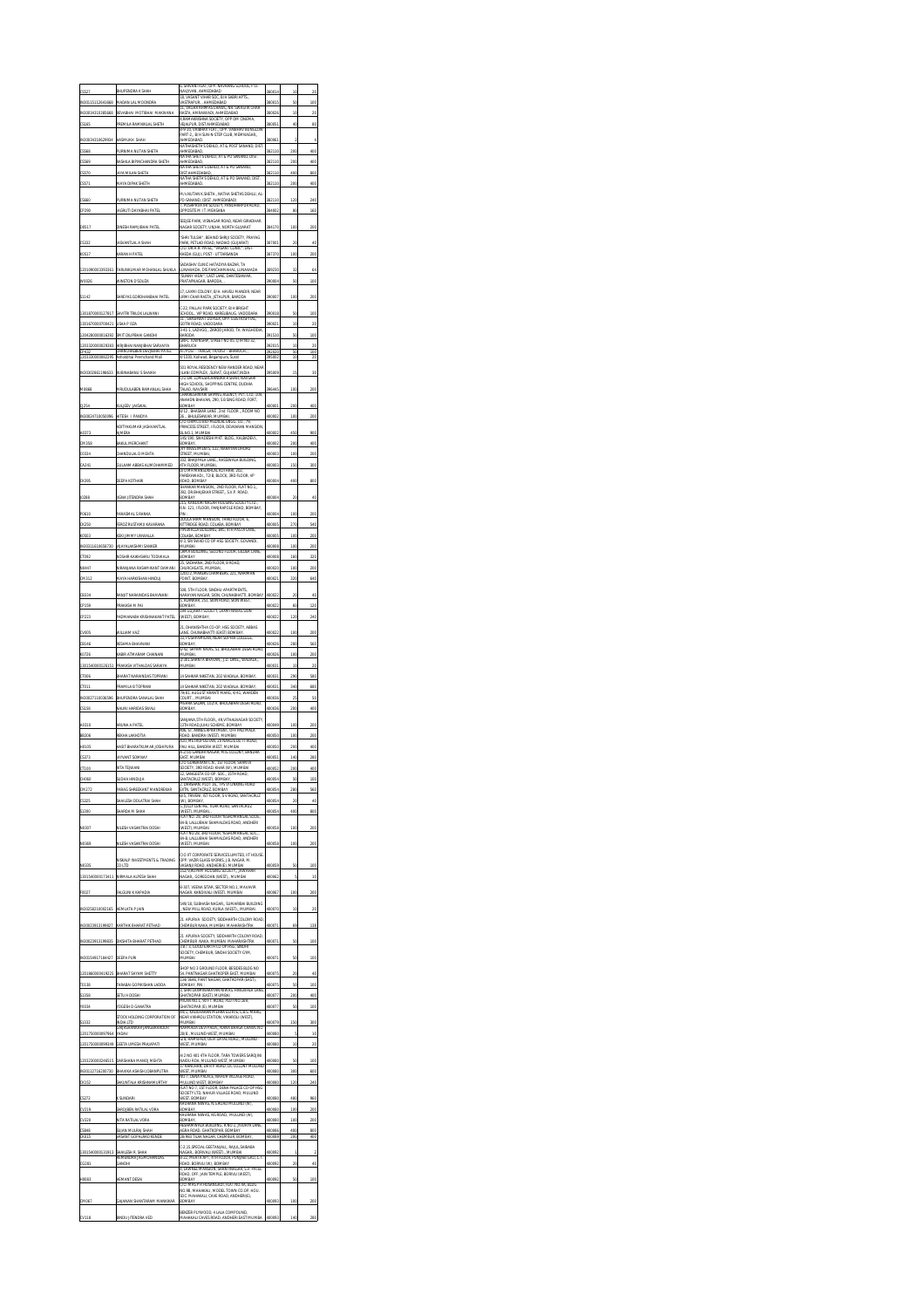| | | | | | |
|---|---|---|---|---|---|
| C5527 | BHUPENDRA K SHAH | 6, SHIVANI FLAT, OPP. NAVRANG SCHOOL, P.O. NAVJIVAN, AHMEDABAD | 380014 | 10 | 20 |
| IN30115112643668 | MADAN LAL M DONDRA | 18, VASANT VIHAR SOC, B/H SAERI APTS., VASTRAPUR, , AHMEDABAD | 380015 | 50 | 100 |
| IN30034310385668 | REVABHAI (MOTIBHAI) MAKWANA | 11, VADARKHANMANSI CHAWL, NR. SARASPUR CHAR RASTA, AHMAVADI, AHMEDABAD | 380026 | 10 | 20 |
| C5185 | PREMILA RAMNIKLAL SHETH | 4 RAMKARSHNA SOCIETY, OPP OM CINEMA, VEJALPUR, DIST AHMEDABAD | 380051 | 40 | 80 |
| IN30034310629934 | JASHMUKH SHAH | B/H-10, SHANIV FLAT, OPP. SHANIV BUNGLOW PART-2, B/H SURIN-STEP CLUB, MEMNAGAR, AHMEDABAD | 380061 | 2 | 4 |
| C5568 | PURNIMA NUTAN SHETH | NATHA SHETH'S DEHLO, AT & POST SANAND, DIST AHMEDABAD | 382110 | 200 | 400 |
| C5569 | RASHILA BIPINCHANDRA SHETH | NATHA SHETH'S DEHLO, AT & PO SANAND, DIST AHMEDABAD, | 382110 | 200 | 400 |
| C5570 | JAYA MILAN SHETH | NATHA SHETH'S DEHLO, AT & PO SANAND, DIST AHMEDABAD, | 382110 | 400 | 800 |
| C5571 | MAYA DIPAK SHETH | NATHA SHETH'S DEHLO, AT & PO SANAND, DIST AHMEDABAD, | 382110 | 200 | 400 |
| C5680 | PURNIMA NUTAN SHETH | M/S.NUTAN K.SHETH., NATHA SHETHS DEHLU, AU PO SANAND, (DIST AHMEDABAD) | 382110 | 120 | 240 |
| EP290 | JAGRUTI DAYABHAI PATEL | 7, PUSHPAVATHE SOCIETY, PANDHARPUR ROAD, OPPOSITE M.I.T, MEHSANA | 384002 | 80 | 160 |
| D8517 | DINESH RAMJIBHAI PATEL | SEEJEE PARK, VISNAGAR ROAD, NEAR GIRADHAR NAGAR SOCIETY, UNJHA, NORTH GUJARAT | 384170 | 100 | 200 |
| C5332 | JASHANTLAL A SHAH | "SHRI TULSHI", BEHIND SHRIJI SOCIETY, PRAYAG PARK, PETLAD ROAD, NADIAD (GUJARAT) | 387001 | 20 | 40 |
| K0517 | KARAN H PATEL | C/O. DR.K.R. PATEL, "VASANT CLINIC", DIST-KHEDA (GUJ), POST - UTTARSANDA | 387370 | 100 | 200 |
| 1201090003393363 | TARUNKUMAR MOHANLAL SHUKLA | SADASHIV CLINIC HATADIYA BAZAR, TA LUNAWADA, DIST PANCHMAHAL, LUNAWADA | 389230 | 32 | 64 |
| W0026 | WINSTON D'SOUZA | "SUNNY VIEW", LAST LANE, DANTESHWAR, PRATAPNAGAR, BARODA | 390004 | 50 | 100 |
| S1142 | SHREYAS GORDHANBHAI PATEL | 17, LAXMI COLONY, B/H. HAVELI MANDIR, NEAR URMI CHAR RASTA, JETALPUR, BARODA | 390007 | 100 | 200 |
| 1301670000127817 | SAVITRI TRILOK LALWANI | C-22, PALLAV PARK SOCIETY, B/H BRIGHT SCHOOL, , VIP ROAD, KARELIBAUG, VADODARA | 390018 | 50 | 100 |
| 1301670000704421 | JISHA P OZA | 11, SANGHPRIYA DUPLEX, OPP. SSG HOSPITAL, GOTRI ROAD, VADODARA | 390021 | 10 | 20 |
| 1204280000016342 | SMIT DILIPBHAI GANDHI | SHIVAJI KADHOLE, ZARODJ JAROD, TA: WAGHODIA, BARODA | 391510 | 50 | 100 |
| 1201320000829683 | ARBIBHAI HANJIBHAI SAPARIYA | GARC RAMNAGAR SINGLE NO 85, O M NO 22, BHARUCH | 392015 | 10 | 20 |
| Z2432 | CHANCHALBEN DALJIBHAI PATEL | AT POST - TAKESI, TA DIST - BHARUCH, | 392020 | 50 | 100 |
| 1203320000860295 | Ashokbhai Premchand Modi | 4/1330, Kalluwad, Begampura, Surat | 395002 | 10 | 20 |
| IN30302861198653 | RUBINABHANU S SHAIKH | 501 ROYAL RESIDENCY NEAR RANDER ROAD, NEAR JILANI COMPLEX, SURAT, GUJARAT INDIA | 395009 | 15 | 30 |
| M0988 | MRUDULABEN RAMANLAL SHAH | C/O DR. GUPTA/KALPANA B SHAH, NAVSARI HIGH SCHOOL, SHOPPING CENTRE, DUDHIA TALAO, NAVSARI | 396445 | 100 | 200 |
| S1254 | KULJEEV JAISWAL | CHANDANWARI SHIPPING AGENCY, PVT. LTD. 209, JAHANDIN BHAVAN, 2ND, 90 SING ROAD, FORT, BOMBAY | 400001 | 200 | 400 |
| IN30002471656086 | MITESH I PANDYA | B/12, BHASKAR LANE, 2nd FLOOR, ROOM NO 29, , BHULESHWAR, MUMBAI | 400002 | 100 | 200 |
| A0373 | ADITYAKUMAR JASHVANTLAL AJMERA | C/O SIMPLICITIES MILKOS, SHOP. CO., 73, PRINCESS STREET, I FLOOR, DEVKARAN MANSION, BLDG. I, MUMBAI | 400002 | 450 | 900 |
| CM356 | AKIL MERCHANT | 166/190, SAVARDHI MKT. BLDG., KALBADEVI, BOMBAY. | 400002 | 200 | 400 |
| C0334 | CHANDULAL D MEHTA | JAY INVESTMENTS, 122, NARAYAN DHURU STREET, MUMBAI, | 400003 | 100 | 200 |
| CA241 | GULAAM ABBAS KARIM DHAMMED | 305, BHAJIPALA LANE,, KASSIMVALA BUILDING, 4TH FLOOR, MUMBAI, | 400003 | 150 | 300 |
| CK395 | DEEPA KOTHARI | SHYAM KUNJ, BENGAL NOTHING ST, PARSHAN KOI., 72-B, BLOCK 3RD FLOOR, VP ROAD, BOMBAY | 400004 | 400 | 800 |
| C0288 | JIGNA JITENDRA SHAH | SHANKAR MANSION,, 2ND FLOOR, FLAT NO 1, 380, DR.BHAJEKAR STREET., S.V.P. ROAD, BOMBAY. | 400004 | 20 | 40 |
| P0610 | PARASMAL S PANNA | 215, KANADIM NAGAR HOUSING SOCIETY LTD. P.N. 121, I FLOOR, PANJRAPOLE ROAD, BOMBAY, PIN | 400004 | 100 | 200 |
| CK255 | FEROZ RUSTAMJI KAVARANA | ABDULKARIM MANSION, THIRD FLOOR, 6, KITTREDGE ROAD, COLABA, BOMBAY | 400005 | 270 | 540 |
| K0503 | KEKI JIMMY UNWALLA | PARVIN BUILDING, 3RD, 4TH PASTA LANE, COLABA, BOMBAY | 400005 | 100 | 200 |
| IN30311610658730 | VIJAYALAKSHMI SANKER | A/3, SHREYANS CO OP HSG SOCIETY, GOWALIA, MUMBAI | 400008 | 100 | 200 |
| CT092 | NOSHIR KAIKHSHRU TODIWALA | CAMPA BUILDING, SECOND FLOOR, GILDER LANE, BOMBAY | 400008 | 160 | 320 |
| N0447 | NIRANJANA RASHMIKANT DAMANI | 15, SADHANA, 2ND FLOOR, 8 ROAD, CHURCHGATE, MUMBAI | 400020 | 100 | 200 |
| CM312 | MAYA HARKISHAN HINDUJ | UNITED TRADERS CHAMBERS, 221, NARIMAN POINT, BOMBAY. | 400021 | 320 | 640 |
| C0034 | RANJIT NARAINDAS BHAVNANI | 508, 5TH FLOOR, SINDHU APARTMENTS, NARAYAN NAGAR, SION, CHUNABHATTI, BOMBAY | 400022 | 20 | 40 |
| CP159 | PRAKASH M PAI | 5, KAMAKAR, 251, SION ROAD, SION WEST, BOMBAY. | 400022 | 60 | 120 |
| CP223 | PADMANABH KRISHNAKANT PATEL | 6/H, GUJARAT SOCIETY, LAXMINIWAS SION (WEST), BOMBAY. | 400022 | 120 | 240 |
| CV005 | WILLIAM VAZ | 21, DHANISHTHA CO-OP. HSG SOCIETY, ABBAS LANE, CHUNABHATTI (EAST) BOMBAY, | 400022 | 100 | 200 |
| C0046 | RESHMA BHAVNANI | 10, PUSHPAMILAN, NEAR SOPHIA COLLEGE, BOMBAY | 400026 | 280 | 560 |
| K0726 | KABIR ATMARAM CHAINANI | 6/42, SATYAM NIVAS, 51, BHULABHAI DESAI ROAD, MUMBAI. | 400026 | 100 | 200 |
| 1301540000126151 | PRAKASH VITHALDAS SARAIYA | 2/181, SHANTA BHAVAN, , J.D. LANE,, WADALA, MUMBAI | 400031 | 10 | 20 |
| CT006 | BHARAT NARAINDAS TOPRANI | 14 SAHKAR NIKETAN, 202 WADALA, BOMBAY, | 400031 | 290 | 580 |
| CT011 | PRAMILA D TOPRANI | 14 SAHKAR NIKETAN, 202 WADALA, BOMBAY, | 400031 | 340 | 680 |
| IN30827110038586 | BHUPENDRA SANALAL SHAH | 7B/81, AUGUST KRANTI MARG, 6/42, WARDEN COURT, , MUMBAI | 400036 | 25 | 50 |
| CS158 | BHUPI HARIDAS SEVALI | MEHER SADAN, 102/B, BHULABHAI DESAI ROAD, BOMBAY. | 400036 | 200 | 400 |
| A0310 | ARUNA A PATEL | SANJANA, 5TH FLOOR,, 4N VITHALNAGAR SOCIETY, 13TH ROAD,JUHU SCHEME, BOMBAY | 400049 | 100 | 200 |
| R0206 | REKHA LAKHOTIA | 406, 12, ABBAS APARTMENT, OFF PALI MALA ROAD, BANDRA (WEST), MUMBAI | 400050 | 100 | 200 |
| H0105 | HASIT BHARATKUMAR JOSHIPURA | 602, MUNIPOLI-NA, 10 NARGIS DUTT ROAD, PALI HILL, BANDRA WEST, MUMBAI | 400050 | 200 | 400 |
| CS372 | JAYANT SOMANAY | 4-171, GANDHI NAGAR, MIG COLONY, BANDRA EAST, MUMBAI | 400051 | 140 | 280 |
| CT109 | RITA TEJWANI | C/O LOKMANYA C.N., 1ST FLOOR, SHANTA SOCIETY, 3RD ROAD, KHAR (W), MUMBAI | 400052 | 200 | 400 |
| CH080 | SUDHA HINDUJA | 13, SANGEETA CO-OP. SOC., 15TH ROAD, SANTACRUZ (WEST), BOMBAY, | 400054 | 50 | 100 |
| CM272 | PARAG SHREEKANT MANDREKAR | 5, DARSHAN, PLOT 3C, 7TH LINKING ROAD EXTN, SANTACRUZ, BOMBAY | 400054 | 280 | 560 |
| C5325 | SHAILESH DOLATRAI SHAH | 8/3, TRIVENI, IST FLOOR, S.V.ROAD, SANTACRUZ (W), BOMBAY. | 400054 | 20 | 40 |
| S1390 | SHARDA M SHAH | 9, RUPAL CENTRE, VLAN ROAD, SANTACRUZ (WEST), MUMBAI. | 400054 | 400 | 800 |
| N0307 | NILESH VASANTRAI DOSHI | FLAT NO. 28, 3RD FLOOR, NILKANTH KALA, SOCIE, 8H-8, LALLUBHAI SHAMALDAS ROAD, ANDHERI (WEST), MUMBAI | 400058 | 100 | 200 |
| N0369 | NILESH VASANTRAI DOSHI | FLAT NO. 28, 3RD FLOOR, NILKANTHANGAR, SOC., 8H-8, LALLUBHAI SHAMALDAS ROAD, ANDHERI (WEST), MUMBAI | 400058 | 100 | 200 |
| N0335 | NIKALP INVESTMENTS & TRADING CO LTD | C/O. KT CORPORATE SERVICES LIMITED, KT HOUSE, OPP. VAZIR GLASS WORKS, J.B. NAGAR, M. VASANJI ROAD, ANDHERI(E), MUMBAI | 400059 | 50 | 100 |
| 1301540000173413 | NIRMALA ALPESH SHAH | 112/A,ACHAR HOUSING SOCIETY, JAWAHAR NAGAR, , GOREGAON (WEST), , MUMBAI | 400062 | 5 | 10 |
| F0027 | FALGUNI K KAPADIA | B-307, VEENA SITAR, SECTOR NO.1, MAHAVIR NAGAR, KANDIVALI (WEST) MUMBAI | 400067 | 100 | 200 |
| IN30258210082165 | HEMLATA P JAIN | SHN/18, SUBHASH NAGAR, SUMANBEN BUILDING , NEW MILL ROAD, KURLA (WEST), , MUMBAI | 400070 | 10 | 20 |
| IN30023913199827 | KARTHIK BHARAT PETHAD | 21, APURVA SOCIETY, SIDDHARTH COLONY ROAD, CHEMBUR NAKA, MUMBAI MAHARASHTRA | 400071 | 60 | 120 |
| IN30023913199835 | DHISHITA BHARAT PETHAD | 21, APURVA SOCIETY, SIDDHARTH COLONY ROAD, CHEMBUR NAKA, MUMBAI MAHARASHTRA | 400071 | 50 | 100 |
| IN30154917184627 | DEEPA PURI | 3RD / 1 GURUDWARA CO OP HSG. SINDHI SOCIETY, CHEMBUR, SINDHI SOCIETY GYM, MUMBAI | 400071 | 50 | 100 |
| 1201860000419225 | BHARATSHYAM SHETTY | SHOP NO 3 GROUND FLOOR, BEREDES BLDG NO 34, PANTNAGAR GHATKOPAR EAST, MUMBAI | 400075 | 20 | 40 |
| T0138 | TARABAI GOPIKISHAN LADDA | 139/3649, PANT NAGAR, GHATKOPAR (EAST), BOMBAY. PIN | 400075 | 50 | 100 |
| S1358 | SETU H DOSHI | 2, SHRI GANPARAMANTAN NIWAS, PARSHIWADI LANE, GHATKOPAR (EAST), MUMBAI | 400077 | 200 | 400 |
| Y0034 | YOGESH D GANATRA | PREMKWILL WEST, NEXT, FLAT NO 16A, GHATKOPAR (E), MUMBAI | 400077 | 50 | 100 |
| S1102 | STOCK HOLDING CORPORATION OF INDIA LTD | PIN 1, KALPATARAN MISHAN ESTATE, L.B.S. MARG, NEAR VIKHROLI STATION, VIKHROLI (WEST), MUMBAI | 400079 | 150 | 300 |
| 1201750000005766 | JAGANNATH JANGAMINDER JADAV | KARAWALA DEVI PADA, TEMBI BANGA CHAWL NO 18/8 , MULUND WEST, MUMBAI | 400080 | 5 | 10 |
| 1201750000099198 | GEETA UMESH PRAJAPATI | G/8, RAMPAKAR, DEVI DAYAL ROAD,, MULUND WEST, MUMBAI | 400080 | 10 | 20 |
| 1203320000248515 | DARSHANA MANOJ MEHTA | A/2 NO 401 4TH FLOOR, TARA TOWERS SAROJINI NAIDU ROA, MULUND WEST, MUMBAI | 400080 | 50 | 100 |
| IN30112716280720 | BHAVIKA ASHISH JOBANPUTRA | 17 KANCHAN, DR R P ROAD, OC COLONY MULUND WEST, MUMBAI | 400080 | 300 | 600 |
| CK152 | SAKUNTALA KRISHNAMURTHY | NO 7, CHINA PALACE, NAHUR VILLAGE ROAD, MULUND WEST, BOMBAY | 400080 | 120 | 240 |
| C5272 | K SUNDARI | FLAT NO 7, 1ST FLOOR, DENA PALACE CO-OP HSG SOCIETY LTD, NAHUR VILLAGE ROAD, MULUND WEST, BOMBAY | 400080 | 480 | 960 |
| CV219 | SAROJBEN RATILAL VORA | KRUSHNA NIWAS, N.S.ROAD, MULUND (W), BOMBAY. | 400080 | 100 | 200 |
| CV220 | NITA RATILAL VORA | KRUSHNA NIWAS, NS ROAD, MULUND (W), BOMBAY. | 400080 | 100 | 200 |
| C5648 | RAJAN MULRAJ SHAH | PASHAWALA BUILDING, R.NO.1, JIVAPPA LANE, AGRA ROAD, GHATKOPAR, BOMBAY | 400086 | 400 | 800 |
| D0015 | VASANT GOPALRAO KENDE | 28 NEO TILAK NAGAR, CHEMBUR, BOMBAY | 400089 | 200 | 400 |
| 1301540000133813 | KAMLESH R. SHAH | C-2,15 SPECIAL GEETANJALI, RAJUL SHIBABA NAGAR, BORIVALI (WEST), , MUMBAI | 400092 | 1 | 2 |
| C0281 | NIRANJANA JAGMOHANDAS GANDHI | B/12, MORYA APT, 4TH FLOOR, PUNJABI GALLI, L.T. ROAD, BORIVLI (W), BOMBAY | 400092 | 20 | 40 |
| H0083 | HEMANT DESAI | 4, DAMWALLA MANSION, SHANTINAGAR, S.V. PATEL ROAD, OFF. JAIN TEMPLE, BORIVLI (WEST), BOMBAY | 400092 | 50 | 100 |
| CM067 | GAJANAN SHANTARAM MANNIKAR | C/O SHRIYA PRESHNAGAR, FLAT NO.9A, BLDG NO.9B, MAHAKALI, MODEL TOWN CO-OP. HOU. SOC, MAHAKALI, CAVE ROAD, ANDHERI(E), BOMBAY. | 400093 | 100 | 200 |
| CV116 | BINDU JITENDRA VED | BENZER PLYWOOD, II LALA COMPOUND, MAHAKALI CAVES ROAD, ANDHERI EAST MUMBAI | 400093 | 140 | 280 |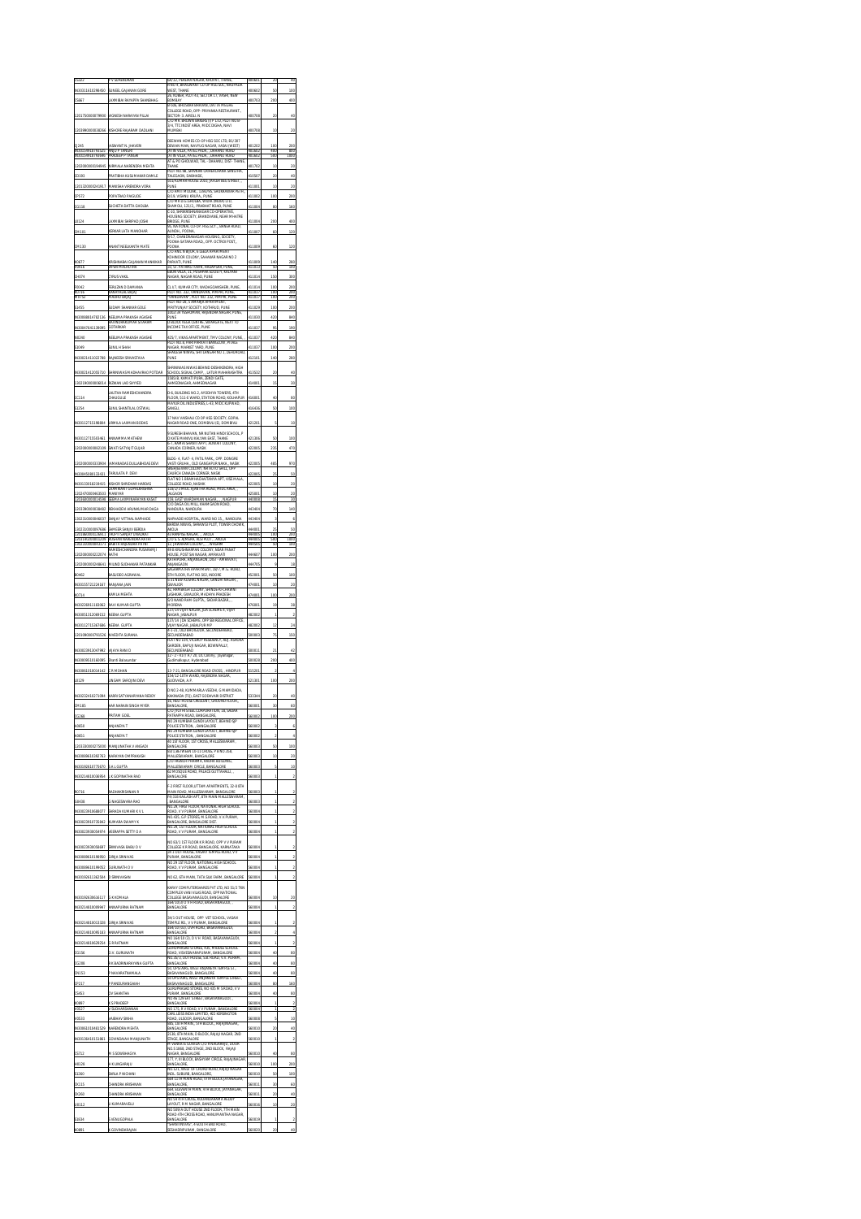| Folio/DP ID | Name | Address | Pincode | Shares | Amount |
|---|---|---|---|---|---|
| C5022 | P V SOMASEKARAN | B4/12, PANDURANG KRUPA, KHADAKPADA, THANE | 400601 | 20 | 40 |
| IN30033410296490 | SUNEEL GAJANAN GORE | 402/B, BHAGAWATI CO OP HSG SOC, BHAYANDAR WEST, THANE | 400602 | 50 | 100 |
| C5667 | LAXMIBAI RAYAPPA SHANBHAG | 16, KUBER, PLOT 43, SECTOR 17, VASHI, NEW BOMBAY | 400703 | 200 | 400 |
| 1201750000879906 | JIGNESH NARAYAN PILLAI | 9/106, BHOOMI KRISHNA, DR D Y PATIL COLLEGE ROAD, OPP. PRIYANKA RESTAURANT, SECTOR-3, AIROLI N | 400708 | 20 | 40 |
| 1203990000038266 | KISHORE RAJARAM DAZILANI | C/O M/S. BROWN BRIDGE(P) LTD, PLOT NO EL-3/4, TTC INDUSTRIAL AREA, MIDC DIGHA, NAVI MUMBAI | 400708 | 10 | 20 |
| Q1245 | JASWANT N. JHAVERI | DEEWAN HOMES CO-OP HSG SOC LTD, B1/387 DEEWAN MAN, NAVPUG NAGAR, VASAI (WEST) | 401202 | 100 | 200 |
| IN30154918765327 | BINDU P TAKUR | 1678 VILLA, PATEL PADA, DAHANU ROAD | 401602 | 400 | 800 |
| IN30154918765366 | PRADEEP P TAKUR | 1678 VILLA, PATEL PADA, DAHANU ROAD | 401602 | 500 | 1000 |
| 1202000000039465 | NIRMALA NARENDRA MEHTA | AT & PO GHOLWAD, TAL - DAHANU, DIST- THANE, THANE | 401702 | 10 | 20 |
| C0193 | PRATIBHA KUSUMAKAR DAMLE | A/P & TAL. SHAHAPUR, SHAHAPUR, TALEGAON, DHEHADE | 410507 | 20 | 40 |
| 1201320000241617 | MANISHA VIRENDRA VORA | SAURABH APARTMENTS, 2017 SHUKRAWAR PETH, PUNE | 411001 | 10 | 20 |
| CP572 | POPATRAO PINGUDE | C/O RAVI MISURE, 1262/3, SHUKRAWAR PETH, B/19, VISHNU KRUPA, PUNE | 411002 | 100 | 200 |
| Q5118 | SUCHETA DATTA GHOLBA | C/O M/S GUJARAT, BASF INDIA LTD, SHAMPLIL 131/2, PRABHAT ROAD, PUNE | 411004 | 80 | 160 |
| L0124 | LAXMIBAI SHRIPAD JOSHI | C/O3, SHRIKRISHNANAGARI CO-OPERATIVE HOUSING SOCIETY, ERANDVANE, NEAR MHATRE BRIDGE, PUNE | 411004 | 200 | 400 |
| QM181 | KEPKAR LATA MANOHAR | 29, NAVRANG CO OP HSG SOC, SANGAM ROAD, AUNDH, POONA | 411007 | 60 | 120 |
| QM130 | ANANT NEELKANTH MATE | B-17, CHANDRANAGAR HOUSING, SOCIETY, POONA SATARA ROAD, OPP. OCTROI POST, POONA | 411009 | 60 | 120 |
| K0677 | KRISHNABAI GAJANAN MANDKAR | C/O ANIL N BIJUR, 6 LEELA APARTMENT, PERAFIT?ORE COLONY, SAHAKAR NAGAR NO 2 PARVATI, PUNE | 411009 | 140 | 280 |
| J0616 | JAYANT KULKARNI | C1, 37, TILAKAL VIHAR, HADAPSAR, PUNE | 411013 | 50 | 100 |
| CH074 | CYRUS VAKIL | GAON VILLA, 11, PUSHPAK SOCIETY, KALYANI NAGAR, NAGAR ROAD, PUNE | 411014 | 150 | 300 |
| F0042 | FERUZAN D DAMANIA | C1 17, KUMAR CITY, WADAGAONSHERI, PUNE, | 411014 | 100 | 200 |
| R0756 | RAVINDRA BAJAJ | PLOT NO. 332, YAMUNAVAN, PIMPRI, PUNE, | 411017 | 100 | 200 |
| R0752 | REKHAJ BAJAJ | "YAMUNAVAN" PLOT NO. 332, PIMPRI, PUNE | 411017 | 100 | 200 |
| Q1455 | SUDAM SHANKAR GOLE | PLOT NO. 28, SANKALP HOUSING, MRITYUNJAY SOCIETY, KOTHRUD, PUNE | 411029 | 100 | 200 |
| IN30088814782136 | NEELIMA PRAKASH AGASHE | 4315/18 YASHOPURAM, RAJBHUSAN NAGAR, PUNE, PUNE | 411030 | 420 | 840 |
| IN30047641139085 | ARVINDANKUMAR SITARAM GOTHANKAR | 3 NEELA RAJA CENTRE, YAMRCATE, NEXT TO INCOME TAX OFFICE, PUNE | 411037 | 90 | 180 |
| N0240 | NEELIMA PRAKASH AGASHE | 425/7, VIKAS APARTMENT, TMV COLONY, PUNE | 411037 | 420 | 840 |
| S1049 | SUNIL R SHAH | PLOT NO. 8, PARIVARTAN BUNGALOW, PITRUL NAGAR, MARKET YARD, PUNE | 411037 | 100 | 200 |
| IN30051411022788 | RAJNEESH SRIVASTAVA | NIMNAI NIWAS, WATURGAON NO 1, DEHUROAD, PUNE | 412101 | 140 | 280 |
| IN30214420305750 | SHRINIWAS GIRIDHARAO POTDAR | SHRINIWAS NIWAS BEHIND DESHIKENDRA, HIGH SCHOOL SIGNAL CAMP,, LATUR MAHARASHTRA | 413512 | 20 | 40 |
| 1302390000006014 | RIZWAN LAD SAYYED | 1065/B, KANIATI PURA, ZENDI GATE, AHMEDNAGAR, AHMEDNAGAR | 414001 | 10 | 20 |
| CC154 | LALITHA RAMESHCHANDRA CHHUGULE | D-6, BUILDING NO 2, AYODHYA TOWERS, 4TH FLOOR, 511 E WARD, STATION ROAD, KOLHAPUR | 416001 | 40 | 80 |
| S1254 | SUNIL SHANTILAL OSTWAL | MAYUR OIL INDUSTRIES, L-43, MIDC KUPWAD, SANGLI | 416436 | 50 | 100 |
| IN30112715198884 | URMILA LAXMAN BODKE | 17 MAY VAISHALI CO OP HSG SOCIETY, GOPAL NAGAR ROAD ONE, DOMBIVLI (E), DOMBIVLI | 421201 | 5 | 10 |
| IN30112715583981 | HANAMMA MATHEW | 9 SURESH BHAVAN, NR NUTAN HINDI SCHOOL, P O KATE MANIVALI KALYAN EAST, THANE | 421306 | 50 | 100 |
| 1202000000892109 | SWATI SATYAJIT GUJAR | 37, ASHOK SHANTI APT, SUSHMIT COLONY, CANADA CORNER, NASIK | 422005 | 235 | 470 |
| 1202000000320904 | KAMANADAS DULLABHDAS DEVI | BLDG - 4, FLAT - 6, PATIL PARK, OPP. DONGRE VASTI GRUHA,, OLD GANGAPUR NAKA, NASIK | 422005 | 485 | 970 |
| IN30045080133431 | TARALATA P. DEVI | SHARDA RAM COLONY, NR AUTO SHED, OPP CHURCH CANADA CORNER, NASIK | 422005 | 25 | 50 |
| IN30133018219415 | KISHOR SHRIDHAR HARDAS | FLAT NO 1 SWAMI AKSHATARMA APT, VISE MALA, COLLEGE ROAD, NASHIK | 422005 | 10 | 20 |
| 1203470000403933 | CHANDRAKANT GOPALKRISHNA MANIYAR | 1/6/24 PATEL KUNJ TAR ROAD, MIDC AREA, JALGAON | 425001 | 10 | 20 |
| 1201060000114598 | JEEPRA LAXMINARAYAN KASAT | 13/4, EAST WARDHMAN NAGAR, , , NAGPUR | 440008 | 10 | 20 |
| 1201090000038482 | REKHADEVI ARUNKUMAR DAGA | C/O DAGA OIL MILL, KHAMGAON ROAD, NANDURA, NANDURA | 443404 | 70 | 140 |
| 1302310000848037 | SANJAY VITTHAL NAPHADE | NAPHADE HOSPITAL, WARD NO 15, , NANDURA | 443404 | 3 | 6 |
| 1302310000097606 | SAMEER SANJIV BORDIA | BHADRA NIWAS, SHANKAR PLOT, TOWER CHOWK, AKOLA | 444001 | 25 | 50 |
| 1201090001199115 | PRUTHI SANJIV CHAUDHRI | 25 RAM SAL NAGAR, , , AKOLA | 444005 | 100 | 200 |
| 1203190000030200 | ROSHNI RAMCHANDRA RATHI | C/O R. S. AJMANI, R/O PLOT , , AKOLA | 444005 | 500 | 1000 |
| 1202320000893272 | SMITA RAJENDRA RATHI | 12, JAWAHAR COLONY, , , WASHIM | 444505 | 50 | 100 |
| 1202300000022074 | RAMESHCHANDRA PUSARAMJI RATHI | RATHI BHAGWANJI COLONY, NEAR PANKAT HOUSE, POST SAI NAGAR, AMRAVATI | 444607 | 100 | 200 |
| 1202000000249641 | MILIND SUDHAKAR PATANKAR | RATHIPURA, ANJANGAON, DIST - AMRAVATI, ANJANGAON | 444705 | 8 | 16 |
| B0462 | BASUDEO AGRAWAL | SAGHAM NIVAS APARTMENT, 167 M G ROAD, 5TH FLOOR, FLAT NO 502, INDORE | 452001 | 50 | 100 |
| IN30155721224187 | MANJANA JAIN | C 16 NEW ADARSH NAGAR, GANDHI NAGAR, , GWALIOR | 474001 | 10 | 20 |
| K0714 | KAMLA MEHTA | 42, HARIBAUGH COLONY, SHINDE KI CHHAWNI LASHKAR, GWALIOR, MADHYA PRADESH | 474001 | 100 | 200 |
| IN30226911183062 | RAVI KUMAR GUPTA | C/O NAND RAM GUPTA,, SADAR BAZAR,, , MORENA | 476001 | 19 | 38 |
| IN30051312069113 | NEENA GUPTA | 1271-14 VIJAY NAGAR, JDA SCHEME 6, VIJAY NAGAR, JABALPUR | 482002 | 1 | 2 |
| IN30112715367686 | NEENA GUPTA | 1271-14, JDA SCHEME, OPP SAI REGIONAL OFFICE, VIJAY NAGAR, JABALPUR MP | 482002 | 12 | 24 |
| 1203390000795526 | NIVEDITA SURANA. | 3-1-11, TAZTHRONGDURI, SECUNDERABAD, SECUNDERABAD | 500003 | 75 | 150 |
| IN30023913047991 | VIJAYA RAMID | FLAT NO 109, VASANT RESIDENCY, ADJ. VIJAYA GARDEN, BAPUJI NAGAR, BOWENPALLY, SECUNDERABAD | 500011 | 21 | 42 |
| IN30039511816995 | Jhanki Balasundar | 12 - 2 - 417/ A / 28, GG Colony, Jayanagar, Gudimalkapur, Hyderabad | 500028 | 200 | 400 |
| IN30860118034142 | C H MOHAN | 13-7-23, BANGALORE ROAD CROSS, , HINDPUR | 515201 | 2 | 4 |
| L0129 | LINGAM SAROJINI DEVI | 15A/12-10TH WARD, RAJENDRA NAGAR, GUDIVADA, A.P., | 521301 | 100 | 200 |
| IN30232410271094 | KARRI SATYANARAYANA REDDY | D NO 2-48, KUMMARILA VEEDHI, G MAMIDADA, KAKINADA (TQ), EAST GODAVARI DISTRICT | 533344 | 20 | 40 |
| QM185 | HARI NARAIN SINGH MIYER | 38, MAQ HOUSE CRESENT, GROUND FLOOR, BANGALORE | 560001 | 30 | 60 |
| Q5268 | PRITAM GOEL | C/O PAVITRA STEEL CORPORATION, 18, SADAR PATRAPPA ROAD, BANGALORE | 560002 | 100 | 200 |
| H3654 | HAJANEYA T | NO 29 KUMBAR GUNDI LAYOUT, BEHIND SJP POLICE STATION, , BANGALORE | 560002 | 3 | 6 |
| H3651 | HAJANEYA T | NO 29 KUMBAR GUNDI LAYOUT, BEHIND SJP POLICE STATION, , BANGALORE | 560002 | 2 | 4 |
| 1201330000275000 | MANJUNATHA V ANGADI | 40 1ST FLOOR, 1ST CROSS, MALLESWARAM, BANGALORE | 560003 | 50 | 100 |
| IN30089610392763 | NARAYAN OM PRAKASH | NO 128 PAVITRA 10 CL CROSS, PAVNO 3RD, MALLESWARAM, BANGALORE | 560003 | 10 | 20 |
| IN30192610775670 | S K L GUPTA | C/O PRAKASH PHARMA, RADHA BUILDING, MALLESWARAM CIRCLE, BANGALORE | 560003 | 10 | 20 |
| IN30214810038954 | L K GOPINATHA RAO | 82 M DALIUS ROAD, PALACE GUTTAHALLI, , BANGALORE | 560003 | 1 | 2 |
| B0716 | BADHAKRISHNAN R | F-2 FIRST FLOOR LITTMAN APARTMENTS, 32-B 8TH MAIN ROAD, MALLESWARAM, BANGALORE | 560003 | 1 | 2 |
| S1438 | G NAGESWARA RAO | NO 2/B KAILASH APT, 8TH MAIN MALLESWARAM, , BANGALORE | 560003 | 1 | 2 |
| IN30023910680077 | SARADA KUMARI K V L | NO 29, FIRST FLOOR, NATIONAL HIGH SCHOOL ROAD, V V PURAM, BANGALORE | 560004 | 1 | 2 |
| IN30023918735842 | KUMARA SWAMY K | NO 435, G.P STORES, M.S ROAD, V. V. PURAM, BANGALORE, BANGALORE DIST | 560004 | 1 | 2 |
| IN30023930054974 | VEERAPPA SETTY D A | NO 29, 1ST FLOOR, NATIONAL HIGH SCHOOL ROAD, V V PURAM, BANGALORE | 560004 | 1 | 2 |
| IN30023960058697 | SRINIVASA BABU D V | NO 83/3 1ST FLOOR K R ROAD, OPP V V PURAM COLLEGE K R ROAD, BANGALORE, KARNATAKA | 560004 | 1 | 2 |
| IN30089610198950 | GIRIJA SRINIVAS | 34/1 OUT HOUSE, VASANT TEMPLE ROAD, V V PURAM, BANGALORE | 560004 | 1 | 2 |
| IN30089610199052 | GURUNATH D V | NO 29 1ST FLOOR, NATIONAL HIGH SCHOOL ROAD, V V PURAM, BANGALORE | 560004 | 1 | 2 |
| IN30192611362584 | V SRINIVASAN | NO 62, 6TH MAIN, TATA SILK FARM, BANGALORE | 560004 | 1 | 2 |
| IN30192610610157 | C K KOMALA | KARVY COMPUTERSHARE PVT LTD, NO 51/2 TKN COMPLEX VANI VILAS ROAD, OPP NATIONAL COLLEGE BASAVANAGUDI, BANGALORE | 560004 | 10 | 20 |
| IN30214810089947 | ANNAPURNA RATNAM | 34/1 OUT HOUSE, VASANT TEMPLE ROAD, BASAVANAGUDI, BANGALORE | 560004 | 1 | 2 |
| IN30214810932320 | GIRIJA SRINIVAS | 34/1 OUT HOUSE, OPP. VET SCHOOL, VASAVI TEMPLE RD,, V V PURAM, BANGALORE | 560004 | 1 | 2 |
| IN30214810990183 | ANNAPURNA RATNAM | 34/1 OUT HOUSE, V V PURAM, BASAVANAGUDI, BANGALORE | 560004 | 3 | 6 |
| IN30214810629254 | G RATNAM | NO 160/18(2), D V H ROAD, BASAVANAGUDI, BANGALORE | 560004 | 1 | 2 |
| CG156 | G.V. GURUNATH | GURUPRASAD STORES, 435, MISSION SCHOOL ROAD, VISVESVARAPURAM, BANGALORE | 560004 | 40 | 80 |
| CG288 | R K BADRINARAYANA GUPTA | NO 18/2, OUT HOUSE, G.B ROAD, V.V. PURAM, BANGALORE | 560004 | 40 | 80 |
| CN153 | P NAVARATNAMALA | 10, GP STORES, BESLY NAVARATNA TEMPLE ST., BASAVANAGUDI, BANGALORE | 560004 | 40 | 80 |
| CP237 | P PANDURANGAIAH | GP GP STORES, BESLY NAVARATN TEMPLE STREET, BASAVANAGUDI, BANGALORE | 560004 | 160 | 360 |
| CS453 | DV SHANTHA | GURUPRASAD STORES, NO 435 M. S ROAD, V. V. PURAM, BANGALORE | 560004 | 40 | 80 |
| K0897 | K S PRADEEP | NO 96 12RVAT STREET, BASAVANAGUDI, , BANGALORE | 560004 | 1 | 2 |
| S0627 | V SUDHARSHANAN | NO 175, N R ROAD, V V PURAM, BANGALORE | 560004 | 1 | 2 |
| V0533 | VAIBHAV SINHA | CANLUBES INDIA LIMITED, NO 8 KENSINGTON ROAD, ULSOOR, BANGALORE | 560008 | 5 | 10 |
| IN30051314481529 | NARENDRA MEHTA | 403, 13TH MAIN, D-II BLOCK, RAJAJINAGAR, BANGALORE | 560010 | 20 | 40 |
| IN30036410151861 | GOVINDAIAH MANJUNATH | 2138, 8TH MAIN, D BLOCK, RAJAJI NAGAR, 2ND STAGE, BANGALORE | 560010 | 1 | 2 |
| CS712 | M S SOWBHAGYA | M VANKATA SOWDA C/O NANJARAJU, DOOR NO.S 1866, 2ND STAGE, 2ND BLOCK, RAJAJI NAGAR, BANGALORE | 560010 | 40 | 80 |
| H0126 | H K LINGARAJU | 177, T, III BLOCK, BASHYAM CIRCLE, RAJAJINAGAR, BANGALORE | 560010 | 100 | 200 |
| S1260 | GIRIJA P MOHAN | NO 121, SREE SB CROSS ROAD, RAJAJI NAGAR INDL SUBURB, BANGALORE, | 560010 | 50 | 100 |
| CK115 | CHANDRA KRISHNAN | 468 11TH MAIN ROAD, 5TH BLOCK JAYANAGAR, BANGALORE, | 560011 | 30 | 60 |
| CK260 | CHANDRA KRISHNAN | 468 ELEVENTH MAIN, 4TH BLOCK, JAYANAGAR, BANGALORE | 560011 | 20 | 40 |
| U0112 | U KUMARAVELU | NO 34 4TH CROSS, KODANDARAMA REDDY LAYOUT, R.M. NAGAR, BANGALORE | 560016 | 10 | 20 |
| G1634 | G KENUGOPALA | NO 58/A OUT HOUSE 2ND FLOOR, 7TH MAIN ROAD 4TH CROSS ROAD, HANUMANTHA NAGAR, BANGALORE | 560019 | 1 | 2 |
| K0881 | K GOVINDARAJAN | "SHANTHINIVAS", 4 NORTH END ROAD, SESHADRIPURAM, BANGALORE | 560020 | 20 | 40 |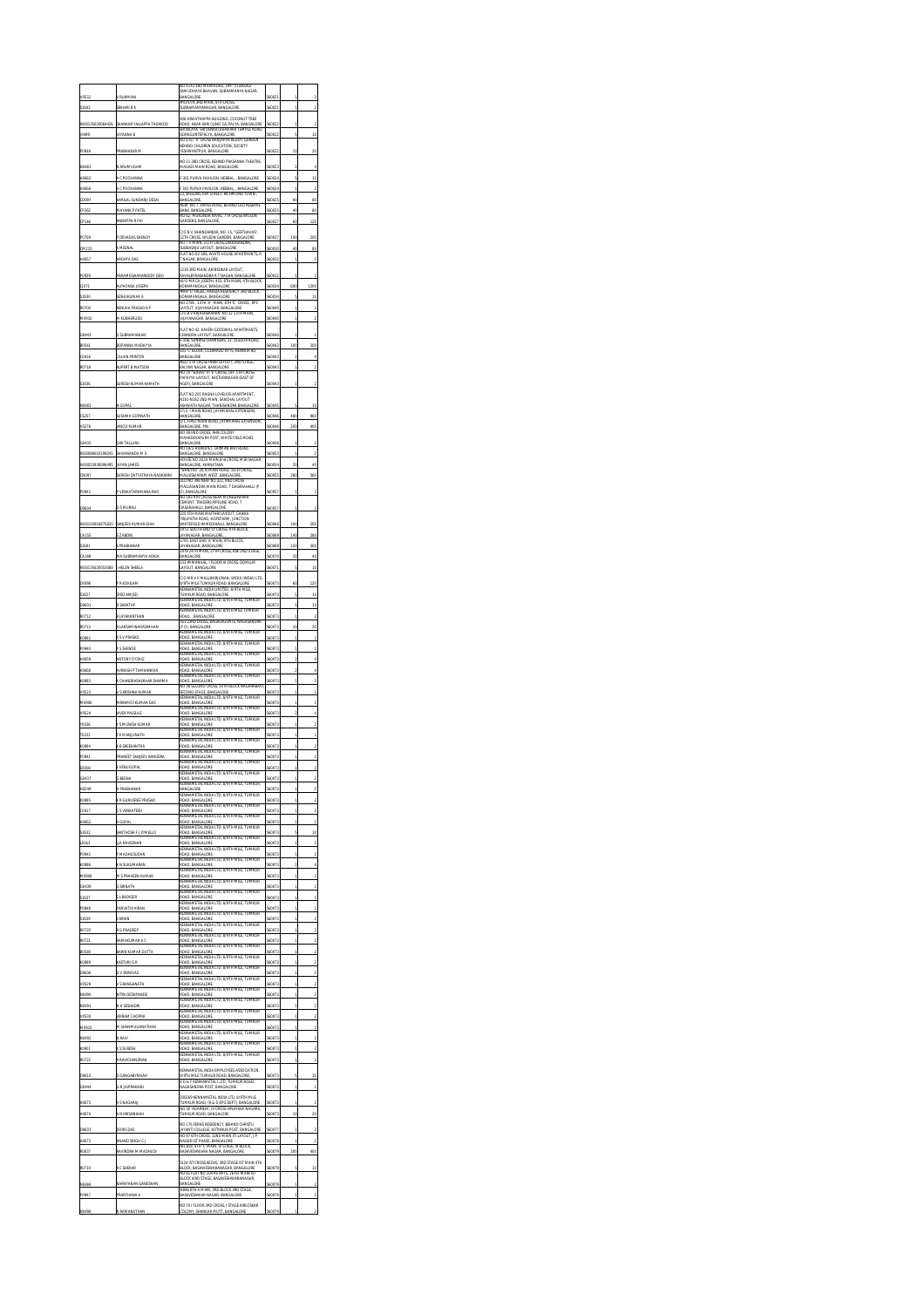| | | | | | |
|---|---|---|---|---|---|
| K0532 | V RUKMANI | NO 41/43 3RD MAIN ROAD, OPP TO BALAJI SAMUDHAYA BHAVAN, SUBRAMANYA NAGAR, BANGALORE | 560021 | 1 | 2 |
| D1042 | SRIHARI B K | NO.87/4, 3RD MAIN, 8TH CROSS, SUBRAMANYANAGAR, BANGALORE | 560021 | 1 | 2 |
| IN30135620084426 | SHANKAR YALLAPPA TADAKOD | 406 ASWATHAPPA BUILDING, COCONUT TREE ROAD, NEAR SHRI CLINIC GG PALYA, BANGALORE | 560022 | 1 | 2 |
| J0499 | JAYANNA B | 20 PRAJA, SRI VENKATESHWARA TEMPLE ROAD, GORAGUNTEPALYA, BANGALORE | 560022 | 5 | 10 |
| P0838 | PRABHAKAR M | NO 8 W/O SHIVARAMAPPA BUILDING, GANDHI NAGAR BEHIND CHILDREN EDUCATION, SOCIETY YESHWANTPUR, BANGALORE | 560022 | 10 | 20 |
| N0401 | N ARUMUGAM | NO 11 3RD CROSS, BEHIND PRASANNA THEATRE, MAGADI MAIN ROAD, BANGALORE | 560023 | 2 | 4 |
| A0663 | A C POOVANNA | F 301 PURVA PAVILION, HEBBAL, , BANGALORE | 560024 | 5 | 10 |
| A0666 | A C POOVANNA | F 301 PURVA PAVILION, HEBBAL, , BANGALORE | 560024 | 1 | 2 |
| C0097 | CHANDRAKANT DESAI | 22, WELLINGTON STREET, RICHMOND TOWN, BANGALORE, | 560025 | 40 | 80 |
| CP262 | MAYANK P PATEL | NEW: NO 7, HAYES ROAD, BEHIND UCO BANK, BANGALORE, | 560025 | 40 | 80 |
| CP146 | ANNAPPA R PAI | NO.62, FIRST MAIN ROAD, 7TH CROSS WILSON GARDENS, BANGALORE, | 560027 | 60 | 120 |
| P0709 | P DEVADAS SHENOY | C/O B A DHANDHARAN, NO. 15, "GEETHANJALI" 12TH CROSS, WILSON GARDEN, BANGALORE | 560027 | 100 | 200 |
| CH1215 | K MEENAL | NO 7 II MAIN, 10TH CROSS, SRINIVASANAGAR, SUBBANNA LAYOUT, BANGALORE | 560030 | 40 | 80 |
| A0657 | ANSHIYA DAS | FLAT NO G3-G06, WHITE HOUSE APARTMENTS, R T NAGAR, BANGALORE | 560032 | 1 | 2 |
| P0839 | PARAMESWARAREDDY DEVI | 123/I 3RD MAIN, AMBEDKAR LAYOUT, KAVALBYRASANDRA R T NAGAR, BANGALORE | 560032 | 1 | 2 |
| CJ071 | ALPHONSA JOSEPH | W/O MR A JOSEPH, 451, 8TH MAIN, 4TH BLOCK, KORAMANGALA, BANGALORE | 560034 | 600 | 1200 |
| C1630 | SESHUKUMAR A | 'PRIVE' 'L' HOUSE, MAHESH RESIDENCY 3RD BLOCK, KORAMANGALA, BANGALORE | 560034 | 5 | 10 |
| R0700 | RENUKA PRASAD D P | NO 2785, 10TH 'A' MAIN, 8TH 'B' CROSS, KPC LAYOUT, VIJAYANAGAR, BANGALORE | 560040 | 1 | 2 |
| M0910 | M KUBHERUDU | C/O B V RAJASHEKHARAN, NO 12 11TH MAIN, VIJAYANAGAR, BANGALORE | 560040 | 1 | 2 |
| G0443 | G SUBRAMANIAN | FLAT NO 42, KAVERI GOODWILL APARTMENTS, CHANDRA LAYOUT, BANGALORE | 560040 | 1 | 2 |
| B0541 | BORANNA MADAIYYA | C-306, GANESH CHAMBERS, 22, OLD DENMARK, BANGALORE, | 560042 | 100 | 200 |
| C0416 | CALVIN PRINTER | 123 'C' BLOCK, COLORADO APTS, HENNUR RD, BANGALORE | 560043 | 2 | 4 |
| R0718 | RUPERT B WATSON | 4622 5TH CROSS HRBR LAYOUT, 2ND STAGE, KALYAN NAGAR, BANGALORE | 560043 | 1 | 2 |
| S1036 | SURESH KUMAR KAMATH | NO 16 "ADHAV" III 'A' CROSS, OPP 5TH CROSS, PAPAYYA LAYOUT, KASTURINAGAR (EAST OF NGEF), BANGALORE | 560043 | 1 | 2 |
| N0483 | N GOPAL | FLAT NO 201 RAGHA LOVELIES APARTMENT, NI01-NI02 2ND MAIN, GANDHAL LAYOUT ANWANTH NAGAR, THANISANDRA BANGALORE | 560045 | 5 | 10 |
| CS257 | SUSHMA GOPINATH | 271/2, I MAIN ROAD, JAYAMAHAL EXTENSION, BANGALORE, | 560046 | 480 | 960 |
| H0276 | HINOD KUMAR | 1/1, THIRD MAIN ROAD, JAYAMAHAL EXTENSION, BANGALORE, PIN: | 560046 | 200 | 400 |
| G0435 | GIRI TALLURU | NO 38 IIND CROSS, RHB COLONY MAHADEVAPURA POST, WHITE FIELD ROAD, BANGALORE | 560048 | 1 | 2 |
| IN30089610196245 | SHANANANDA H S | NO 16/2 WORKSHOP, CHAMPAKDHAM ROAD, BANGALORE, BANGALORE | 560053 | 1 | 2 |
| IN30023930086495 | JAYAN JAMES | HOUSE NO.1618 MAIN IInd CROSS, MSR NAGAR, BANGALORE, KARNATAKA | 560054 | 20 | 40 |
| CN097 | SURESH DATTATRAYA NADKARNI | "ANNAPPA" 26, IV MAIN ROAD, 16TH CROSS, MALLESWARAM WEST, BANGALORE, | 560055 | 280 | 560 |
| P0963 | P VENKATARAMANA RAO | SECNO 386 NAVI NO 322, IIND CROSS MALLASANDRA MAIN ROAD, T DASARAHALLI (P O), BANGALORE | 560057 | 1 | 2 |
| D0604 | D S MURALI | NO 541 9TH CROSS BEAR MONASANTHE CEMENT, TRADERS PIPELINE ROAD, T DASARAHALLI, BANGALORE | 560057 | 1 | 2 |
| IN30154916975820 | SANJEEV KUMAR GHAI | 225 5TH MAIN MAITHRI LAYOUT, CHIKKA TIRUPATHI ROAD, HOPEFARM, JUNCTION WHITEFIELD WHITEFIELD, BANGALORE | 560066 | 100 | 200 |
| CA155 | G Z ABDIN | 1972, SOUTH END 'C' CROSS, 9TH BLOCK, JAYANAGAR, BANGALORE, | 560069 | 140 | 280 |
| C0681 | S PRABHAKAR | 1795, EAST END 'A' MAIN, 9TH BLOCK, JAYANAGAR, BANGALORE | 560069 | 150 | 300 |
| CA169 | MA SUBRAMANYA ADIGA | 1674 24TH MAIN, 27 III CROSS, BSK 2ND STAGE, BANGALORE | 560070 | 20 | 40 |
| IN30135620053085 | HELEN SHEELA | 123 III MANUAL, I FLOOR III CROSS, DOMLUR LAYOUT, BANGALORE | 560071 | 1 | 2 |
| CK098 | P R KOKILAM | C/O MR V K MALLIKARJUNAN, WIDIA (INDIA) LTD, 8/9TH MILE TUMKUR ROAD, BANGALORE | 560073 | 60 | 120 |
| C1627 | SYED AMJED | KENNAMETAL INDIA LIMITED, 8/9TH MILE, TUMKUR ROAD, BANGALORE | 560073 | 5 | 10 |
| D0631 | D SARATHY | KENNAMETAL INDIA LTD, 8/9TH MILE, TUMKUR ROAD, BANGALORE | 560073 | 5 | 10 |
| R0712 | R JAYAKANTHAN | KENNAMETAL INDIA LTD, 8/9TH MILE TUMKUR ROAD, , BANGALORE | 560073 | 1 | 2 |
| R0713 | R LAKSHMI NARASIMHAN | NO 1 2ND CROSS, BAGALAGUNTE, NAGASANDRA (P O), BANGALORE | 560073 | 10 | 20 |
| K0892 | K S V PRASAD | KENNAMETAL INDIA LTD, 8/9TH MILE, TUMKUR ROAD, BANGALORE | 560073 | 1 | 2 |
| P0940 | P S SHENDE | KENNAMETAL INDIA LTD, 8/9TH MILE, TUMKUR ROAD, BANGALORE | 560073 | 1 | 2 |
| A0659 | ANTONY D'CRUZ | KENNAMETAL INDIA LTD, 8/9TH MILE, TUMKUR ROAD, BANGALORE | 560073 | 2 | 4 |
| A0660 | AVINASH P TAMHANKAR | KENNAMETAL INDIA LTD, 8/9TH MILE, TUMKUR ROAD, BANGALORE | 560073 | 2 | 4 |
| K0883 | K CHANDRASHEKHAR SHARMA | KENNAMETAL INDIA LTD, 8/9TH MILE, TUMKUR ROAD, BANGALORE | 560073 | 1 | 2 |
| V0523 | V S KRISHNA KUMAR | NO 38 SECOND CROSS, 15TH BLOCK NAGARABAVI SECOND STAGE, BANGALORE | 560073 | 1 | 2 |
| M0986 | MRINMOY KUMAR DAS | KENNAMETAL INDIA LTD, 8/9TH MILE, TUMKUR ROAD, BANGALORE | 560073 | 1 | 2 |
| V0524 | VIVEK PALSULE | KENNAMETAL INDIA LTD, 8/9TH MILE, TUMKUR ROAD, BANGALORE | 560073 | 2 | 4 |
| Y0036 | Y S MUNISH KUMAR | KENNAMETAL INDIA LTD, 8/9TH MILE, TUMKUR ROAD, BANGALORE | 560073 | 1 | 2 |
| T0232 | T K MANJUNATH | KENNAMETAL INDIA LTD, 8/9TH MILE, TUMKUR ROAD, BANGALORE | 560073 | 1 | 2 |
| K0884 | K B SREEKANTHA | KENNAMETAL INDIA LTD, 8/9TH MILE, TUMKUR ROAD, BANGALORE | 560073 | 1 | 2 |
| P0941 | PRANEET SANJEEV BANGERA | KENNAMETAL INDIA LTD, 8/9TH MILE, TUMKUR ROAD, BANGALORE | 560073 | 1 | 2 |
| D0308 | D VENUGOPAL | KENNAMETAL INDIA LTD, 8/9TH MILE, TUMKUR ROAD, BANGALORE | 560073 | 1 | 2 |
| C0437 | C BEENA | KENNAMETAL INDIA LTD, 8/9TH MILE, TUMKUR ROAD, BANGALORE | 560073 | 1 | 2 |
| H0249 | H PRABHAKAR | KENNAMETAL INDIA LTD, 8/9TH MILE, TUMKUR, BANGALORE | 560073 | 1 | 2 |
| K0885 | K R GURUSREE PRASAD | KENNAMETAL INDIA LTD, 8/9TH MILE, TUMKUR ROAD, BANGALORE | 560073 | 1 | 2 |
| C0417 | C S VENKATESH | KENNAMETAL INDIA LTD, 8/9TH MILE, TUMKUR ROAD, BANGALORE | 560073 | 1 | 2 |
| A0662 | A GOPAL | KENNAMETAL INDIA LTD, 8/9TH MILE, TUMKUR ROAD, BANGALORE | 560073 | 1 | 2 |
| S1032 | SANTHOSH F J D'MELLO | KENNAMETAL INDIA LTD, 8/9TH MILE, TUMKUR ROAD, BANGALORE | 560073 | 5 | 10 |
| L0163 | LIA NAVEENAN | KENNAMETAL INDIA LTD, 8/9TH MILE, TUMKUR ROAD, BANGALORE | 560073 | 1 | 2 |
| P0942 | P MADHUSUDAN | KENNAMETAL INDIA LTD, 8/9TH MILE, TUMKUR ROAD, BANGALORE | 560073 | 1 | 2 |
| K0886 | K N SUKUMARAN | KENNAMETAL INDIA LTD, 8/9TH MILE, TUMKUR ROAD, BANGALORE | 560073 | 2 | 4 |
| M0988 | M S PRAVEEN KUMAR | KENNAMETAL INDIA LTD, 8/9TH MILE, TUMKUR ROAD, BANGALORE | 560073 | 1 | 2 |
| G0439 | G SRINATH | KENNAMETAL INDIA LTD, 8/9TH MILE, TUMKUR ROAD, BANGALORE | 560073 | 1 | 2 |
| C1637 | C L BADIGER | KENNAMETAL INDIA LTD, 8/9TH MILE, TUMKUR ROAD, BANGALORE | 560073 | 1 | 2 |
| P0948 | PARVATHI KIRAN | KENNAMETAL INDIA LTD, 8/9TH MILE, TUMKUR ROAD, BANGALORE | 560073 | 1 | 2 |
| C1639 | C KIRAN | KENNAMETAL INDIA LTD, 8/9TH MILE, TUMKUR ROAD, BANGALORE | 560073 | 1 | 2 |
| R0720 | R G PRADEEP | KENNAMETAL INDIA LTD, 8/9TH MILE, TUMKUR ROAD, BANGALORE | 560073 | 1 | 2 |
| R0721 | RAMAKUMAR A C | KENNAMETAL INDIA LTD, 8/9TH MILE, TUMKUR ROAD, BANGALORE | 560073 | 1 | 2 |
| B0590 | BARIN KUMAR DUTTA | KENNAMETAL INDIA LTD, 8/9TH MILE, TUMKUR ROAD, BANGALORE | 560073 | 1 | 2 |
| K0899 | KASTURI G R | KENNAMETAL INDIA LTD, 8/9TH MILE, TUMKUR ROAD, BANGALORE | 560073 | 1 | 2 |
| D0606 | D V SRINIVAS | KENNAMETAL INDIA LTD, 8/9TH MILE, TUMKUR ROAD, BANGALORE | 560073 | 1 | 2 |
| V0529 | V G RANGANATH | KENNAMETAL INDIA LTD, 8/9TH MILE, TUMKUR ROAD, BANGALORE | 560073 | 1 | 2 |
| N0490 | NITIN DESHPANDE | KENNAMETAL INDIA LTD, 8/9TH MILE, TUMKUR ROAD, BANGALORE | 560073 | 1 | 2 |
| N0491 | N H SESHADRI | KENNAMETAL INDIA LTD, 8/9TH MILE, TUMKUR ROAD, BANGALORE | 560073 | 1 | 2 |
| V0530 | VIKRAM CHOPRA | KENNAMETAL INDIA LTD, 8/9TH MILE, TUMKUR ROAD, BANGALORE | 560073 | 1 | 2 |
| M0921 | M SHANMUGANATHAN | KENNAMETAL INDIA LTD, 8/9TH MILE, TUMKUR ROAD, BANGALORE | 560073 | 1 | 2 |
| N0492 | N RAVI | KENNAMETAL INDIA LTD, 8/9TH MILE, TUMKUR ROAD, BANGALORE | 560073 | 1 | 2 |
| K0901 | K S SURESH | KENNAMETAL INDIA LTD, 8/9TH MILE, TUMKUR ROAD, BANGALORE | 560073 | 1 | 2 |
| R0722 | R RAVICHANDRAN | KENNAMETAL INDIA LTD, 8/9TH MILE, TUMKUR ROAD, BANGALORE | 560073 | 1 | 2 |
| G0610 | G GANGABYRAIAH | KENNAMETAL INDIA EMPLOYEES ASSOCIATION, 8/9TH MILE TUMKUR ROAD, BANGALORE, | 560073 | 5 | 10 |
| G0444 | G N JAIPRAKASH | R D & F KENNAMETAL I LTD, TUMKUR ROAD, NAGASANDRA POST, BANGALORE | 560073 | 1 | 2 |
| A0673 | A S NAGARAJ | 20/03/9 KENNAMETAL INDIA LTD, 8/9TH MILE TUMKUR ROAD, (R & D EPG DEPT), BANGALORE | 560073 | 1 | 2 |
| A0674 | A N KRISHNAIAH | NO 30 'ADARSHA', III CROSS VINAYAKA NAGARA, TUMKUR ROAD, BANGALORE | 560073 | 10 | 20 |
| D0603 | DORIS DAS | NO 176 FERNS RESIDENCY, BEHIND CHRISTU JAYANTI COLLEGE, KOTHNUR POST, BANGALORE | 560077 | 1 | 2 |
| A0672 | ANAND SINGH C J | NO 97 6TH CROSS, 32ND MAIN III LAYOUT, J P NAGAR IST PHASE, BANGALORE | 560078 | 1 | 2 |
| R0637 | RAVINDRA M MADHUDI | NO 806 9TH 'D' MAIN, III STAGE, III BLOCK BASAVESHWARA NAGAR, BANGALORE | 560079 | 200 | 400 |
| R0710 | R C SHEKAR | 52/4 IST CROSS RECHS, 3RD STAGE IST MAIN 4TH BLOCK, BASAVESHWARANAGAR, BANGALORE | 560079 | 5 | 10 |
| N0484 | NARAYANAN GANESAN | NO 93 FLAT NO 10 KRP APTS, 28 IST MAIN IIIRD BLOCK IIIRD STAGE, BASAVESHWARANAGAR, BANGALORE | 560079 | 1 | 2 |
| P0947 | PRARTHANA U | 449/6 8TH 'A' MAIN, 3RD BLOCK 3RD STAGE, BASAVESHWAR NAGAR, BANGALORE | 560079 | 1 | 2 |
| N0498 | N RAMANATHAN | NO 70 I FLOOR 3RD CROSS, I STAGE KIRLOSKAR COLONY, SHANKAR MUTT, BANGALORE | 560079 | 1 | 2 |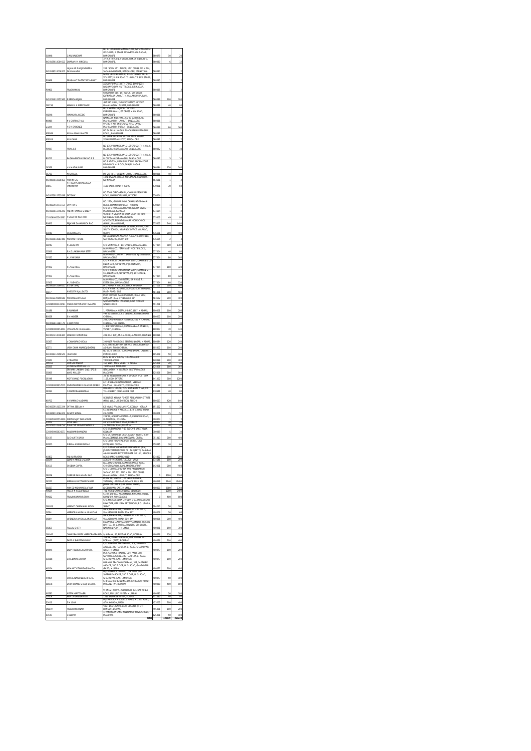| | | | | | |
|---|---|---|---|---|---|
| GB448 | D MURALIDHAR | NO 17 GADHADARSHINI LAYOUT, 1ST CROSS NEW OF CHORD, III STAGE BASAVESHWARA NAGAR, BANGALORE | 560079 | 10 | 20 |
| IN30104610004652 | DHARAM. M. ANDEJA | 37/4, 6TH MAIN, II CROSS, 4TH EXTENSION, BANGALORE | 560080 | 6 | 12 |
| IN30189510016327 | PAJAMAN NANJUNDAPPA SHIVANANDA | 234, 'SOUMYA', I FLOOR, 17TH CROSS, 7TH MAIN, SADASHIVANAGAR, BANGALORE, KARNATAKA | 560080 | 1 | 2 |
| PD949 | PRASHANT DATTATRAYA BHAT | 2 (1ST) GROUND FLOOR, 'KUBER NIVAS' NO 125 5TH EAST, MAIN ROAD ITI LAYOUT III & IV STAGE, BANGALORE | 560085 | 1 | 2 |
| PD960 | PRABHAKAR J | AB SAMPOORNA 1A 8TH CROSS, 1098/1214 RAGHAVENDRA MUTT ROAD, GIRINAGAR, BANGALORE | 560085 | 1 | 2 |
| IN30214810153565 | B RENGARAJAN | NIRANJAN NEST 1ST FLOOR, 5TH CROSS KARNATAKA LAYOUT, MAHALAKSHMIPURAM, BANGALORE | 560086 | 100 | 200 |
| DH256 | KIRAN M A MENDONCE | 460 3RD MAIN, 2ND CROSS MICO LAYOUT, MAHALAKSHMIPURAM, BANGALORE | 560086 | 40 | 80 |
| H8248 | MRIMAKRA HEGDE | NO 7 SATYA NILAYA, KURUBARAHALLI 1ST CROSS MAIN ROAD, BANGALORE | 560086 | 1 | 2 |
| N8485 | R V GOPINATHAN | NARAYAN NILAYAM, 10TH CROSS, MAHALAKSHMI LAYOUT, BANGALORE | 560086 | 1 | 2 |
| K0875 | H B MENDONCE | 460 3RD MAIN 2ND CROSS, MICO LAYOUT, MAHALAKSHMIPURAM, BANGALORE | 560086 | 80 | 160 |
| M8989 | H S ALAGAMI BHATTA | NO 54 BHUPAL NAGAR, SIPADHANAHALLI MAGADI ROAD, BANGALORE | 560091 | 1 | 2 |
| M8939 | M MOHAN | NO 240, 6TH CROSS, VIDYARANYA NAGAR, VISHWANEEDAM POST, BANGALORE | 560091 | 1 | 2 |
| PD837 | PRIYA G S | NO 1752 "SHANDILYA", 21ST CROSS 4TH MAIN, C BLOCK SAHAKARANAGAR, BANGALORE | 560092 | 5 | 10 |
| RD711 | RAGHAVENDRA PRASAD R S | NO 1752 "SHANDILYA", 21ST CROSS 4TH MAIN, C BLOCK SAHAKARANAGAR, BANGALORE | 560092 | 5 | 10 |
| DK866 | A K MADHURAM | NO 4 ADITYA, 5TH MAIN III STAGE, AECS LAYOUT BEHIND CIL, V BLOCK, SANJAY NAGAR, BANGALORE | 560094 | 120 | 240 |
| S5716 | M SHRADA | PRT 2/1 (B-1), NANDINI LAYOUT, BANGALORE | 560096 | 40 | 80 |
| IN30089610318463 | ASWINI S G | 1475 BAZAAR STREET, MULBAGAL, KOLAR DIST. KARNATAKA | 563131 | 1 | 2 |
| CJ051 | ATTIGUPPA RAJAGOPALA JANAKIRAM | 1586 KABIR ROAD, MYSORE | 570001 | 30 | 60 |
| IN30023910735859 | SATISH K | NO. 2764, GIRIDARSHINI, CHAMUNDESHWARI ROAD, CHAMUNDIPURAM, MYSORE | 570004 | 1 | 2 |
| IN30023910771157 | SAVITHA C | NO. 2764, GIRIDARSHINI, CHAMUNDESHWARI ROAD, CHAMUNDIPURAM, MYSORE | 570004 | 1 | 2 |
| IN30169611746222 | ANJANI VAMAN SHENOY | C/O SHRI RAMDAS SHENOY, RADHA NIVAS, MAIN ROAD, KARKALA | 574104 | 1 | 2 |
| 1202980000543263 | K SHANTHI KAMATH | W/O SRI K SHRINIVAS, KARANGALPADY, MANGALORE | 575003 | 45 | 90 |
| P0823 | P J KARI DAYANANDA RAO | ADVOCATE, BEHIND CANARA HIGH SCHOOL (MAIN), MANGALORE | 575003 | 740 | 1480 |
| S3036 | SASHIKALA S | W/O. K SUBRAMANYA SHASTRI, 'SHIVAM', OPP. SOUTH SCHOOL, NEAR NCC OFFICE, VOLAKADU, UDUPI | 576101 | 200 | 400 |
| IN30169610663446 | MOHAN THONSE | SRI GANESH GAS AGENCY, NAGAPPA COMPLEX, SANTHEKATTE, UDUPI DIST | 576105 | 2 | 4 |
| DL045 | K L LAKSHMI | C/O SRI NIVAS, P J EXTENSION, DAVANAGERE | 577004 | 680 | 1360 |
| C5583 | B.K.G.LAKSHMANA SETTY | LAXMAN & CO., "SRINIVAS", MCC 'B'BLOCK, DAVANGERE | 577004 | 40 | 80 |
| CV132 | K L VANDANA | LAXMAN & COMPANY, SRINIVAS, PJ EXTENSION, DAVANAGERE | 577004 | 80 | 160 |
| CY002 | K L YASHODA | C/O MR B.K.G. LAKSHMANA SETTY, LAXMAN & CO ENGINEERS, SRI NIVAS, P J EXTENSION, DAVANGERE | 577004 | 160 | 320 |
| CY003 | K L YASHODA | C/O MR B.K.G. LAKSHMANA SETTY, LAXMAN & CO, ENGINEERS, SRI NIVAS, P.J. EXTENSION, DAVANGERE | 577004 | 60 | 120 |
| CY005 | K L YASHODA | LAXMAN & CO, ENGINEERS, SRI NIVAS, P.J. EXTENSION, DAVANGERE | 577004 | 60 | 120 |
| IN30021411004620 | G S NATARAJ | CHIKMAGALUR | 577101 | 200 | 400 |
| SJ117 | NIVEDITA R JALIGATGI | C/O MR R M JALIGATTI, ADVOCATE, NIRPARANAND MATH ROAD, SIRSI | 581401 | 280 | 560 |
| IN30102220150698 | MOHAN ADIMULAM | PLOT NO 91 B, SAGAR SOCIETY, ROAD NO 2, BANJARA HILLS, HYDERABAD AP | 583102 | 200 | 400 |
| 1202890000438713 | ASHOK SHIVANAND TAVAKARI | GALLI CHIKODI | 591201 | 4 | 8 |
| CA198 | R ALAGESAN | 1, PERIANNAN MISTRY, P.B.NO.1687, MADRAS | 600001 | 100 | 200 |
| BD559 | B N KAOSER | CHENNAI | 600002 | 100 | 200 |
| IN30108022161170 | S SAMPATH | CHENNAI, TAMILNADU | 600004 | 15 | 30 |
| 1201580000852246 | AYYAPTILAL CHAGANLAL | VEPERY, CHENNAI | 600007 | 70 | 140 |
| IN30051711058487 | SANDRA FERNANDEZ | 499 (OLD 239), M.K.N.ROAD, ALANDUR, CHENNAI | 600016 | 5 | 10 |
| CC867 | V CHANDRACHUDAN | 29 INNER RING ROAD, SENTHIL NAGAR, MADRAS | 600094 | 120 | 240 |
| K0275 | JAGMOHAN ANANDJI DASANI | C/O THE RECEPTION SERVICE, SRI AUROBINDO ASHRAM, PONDICHERRY | 605002 | 100 | 200 |
| IN30039412258525 | RAMESH | NO 25, PONDICHERRY | 605008 | 50 | 100 |
| VJ043 | V PRAKASH | TIRUCHIRAPALLI | 620018 | 200 | 400 |
| DM443 | DUNGAR MEHTA | 150, WEST MASI STREET, MADURAI | 625001 | 20 | 40 |
| CS356 | SIVALAKSHMI MILLS LTD | THIRUNAGAR, MADURAI | 625006 | 180 | 360 |
| CS060 | SRI RAM LAKSHMI GING SPG & WVG MILL(P) | UTHLAKSHMI MILLS PREMISES, TIRUNAGAR, MADURAI | 625006 | 280 | 560 |
| GP349 | MOTICHAND POONJABHAI | COIMBATORE | 641002 | 600 | 1200 |
| 1202300000857670 | SHAHTHAHIB MOHAMMED SIDDEEK | KALAYAM, KALAPATTI, COIMBATORE | 641032 | 40 | 80 |
| CK804 | C CHANDRASEKHARAN | TELLICHERRY, CANNANORE DIST | 670641 | 40 | 80 |
| K0752 | K K RAMACHANDRAN | SCIENTIST, KERALA FOREST RESEARCH INSTITUTE (KFRI), WILD LIFE DIVISION, PEECHI | 680653 | 420 | 840 |
| IN30023910132224 | JATHIN SEELAN K | KOLLAM, KERALA | 691602 | 5 | 10 |
| IN30089210064527 | SUNITA SETHIA | CALCUTTA | 700001 | 25 | 50 |
| 1203450000553330 | MRITYUNJAY SARKADDAR | 231/3A, ACHARYA PRAFULLA CHANDRA ROAD, ULTADANGA, KOLKATA | 700004 | 1 | 2 |
| DA485 | | 60, STREET, KOLKATA | 700007 | 10 | 20 |
| IN30210510106763 | | KOLKATA | 700017 | 10 | 20 |
| 1203450000828671 | KANCHAN BHANSALI | C/O K.S.BHANSALI, P-13 BLOCK 'B' LAKE TOWN, KOLKATA | 700089 | 5 | 10 |
| SJ437 | SUCHARITA DASH | C/O DR. SAMBHAJIT DASH, XAVIER INSTITUTE OF MANAGEMENT, BHUBANESWAR, ORISSA | 751013 | 200 | 400 |
| N8585 | NIRMAL KUMAR NAYAK | C/O LEDRY HOSPITAL, POST BAMBE, DIST. KEONJHAR, ORISSA | 758035 | 30 | 60 |
| A0302 | ANJALI PRASAD | C/O KUMAR SARAN NANDAN SAHKAR (IRS), JOINT COMMISSIONER OF I TAX (RETD), AASHRAY ASHOK NAGAR BETWEEN GATE NO 1&2, HINOORA ROAD RANCHI, JHARKHAND | 834002 | 100 | 200 |
| EQ144 | ELIZA WAKIL D'SOUZA | | 834002 | 100 | 200 |
| SJ613 | SHOBHA GUPTA | MUZAFFARPUR | 842001 | 200 | 400 |
| CR826 | CHIRPUR RAMANATH RAO | C/O SURENDRA RAO, "MUDANATH SADAN", NO 231, 2ND MAIN, 2ND CROSS, MAHALAKSHMI LAYOUT, BANGALORE | 0 | 3600 | 7200 |
| CK022 | HEMALLUR KOTHANDARAM | ROOM NO 11, MATUNGA CR, MUMBAI | 400019 | 6240 | 12480 |
| CA037 | AHMED MOHAMMED AFINA | JOGESHWARI EAST, MUMBAI | 400060 | 2880 | 5760 |
| PG884 | PREETI N AGGARWALA | | | 1200 | 2400 |
| PG882 | PRAVINKUMAR R SHAH | AHMEDABAD | 0 | 400 | 800 |
| DM026 | ARMATI CHIMANLAL MODY | SURAT | 394210 | 50 | 100 |
| DX084 | AMENDRA AMBALAL INAMDAR | WALKESHWAR ROAD, BOMBAY | 400006 | 30 | 60 |
| DX089 | AMENDRA AMBALAL INAMDAR | WALKESHWAR ROAD, BOMBAY | 400006 | 200 | 400 |
| CS863 | PALLAV SHETH | NARIMAN POINT, MUMBAI | 400021 | 150 | 300 |
| DM042 | CHANDRAKANTA VIRENDRAPRASAD | 9, ALPANA, 60, PEDDAR ROAD, BOMBAY | 400026 | 150 | 300 |
| SD562 | SHEELA SHREEPAD DALVI | BORIVALI (EAST), BOMBAY | 400066 | 200 | 400 |
| DX445 | DILIP TULSIDAS ASARPOTA | GHATKOPAR (EAST), MUMBAI | 400077 | 100 | 200 |
| GX388 | GITA BIMAL BHATIA | SAPPHIRE ARCADE, 3RD FLOOR, M.G. ROAD, GHATKOPAR (EAST), MUMBAI | 400077 | 100 | 200 |
| H8114 | HEMANT VITHALDAS BHATIA | SAPPHIRE ARCADE, 3RD FLOOR, M.G. ROAD, GHATKOPAR (EAST), MUMBAI | 400077 | 200 | 400 |
| VX404 | VITHAL NARANDAS BHATIA | SAPPHIRE ARCADE, 3RD FLOOR, M.G. ROAD, GHATKOPAR (EAST), MUMBAI | 400077 | 50 | 100 |
| CD378 | LAXMICHAND SHAMJI DEDHIA | MULUND (W), BOMBAY | 400080 | 400 | 800 |
| N8283 | NEEPA KIRIT ZAVERI | 9, JINESH KRUPA, 2ND FLOOR, 224, KASTURBA ROAD, MULUND (WEST), MUMBAI | 400080 | 500 | 1000 |
| CV606 | KAMLA GANESH RAJA | POONA | 411030 | 40 | 80 |
| CS403 | C M LOYA | NASIK | 422003 | 200 | 400 |
| CM179 | PRABHAKAR NAIK | DEWAS | 455001 | 100 | 200 |
| CS580 | S DEEPAK | MADURAI | 625001 | 50 | 100 |
| | | | Total | 129619 | 259238 |